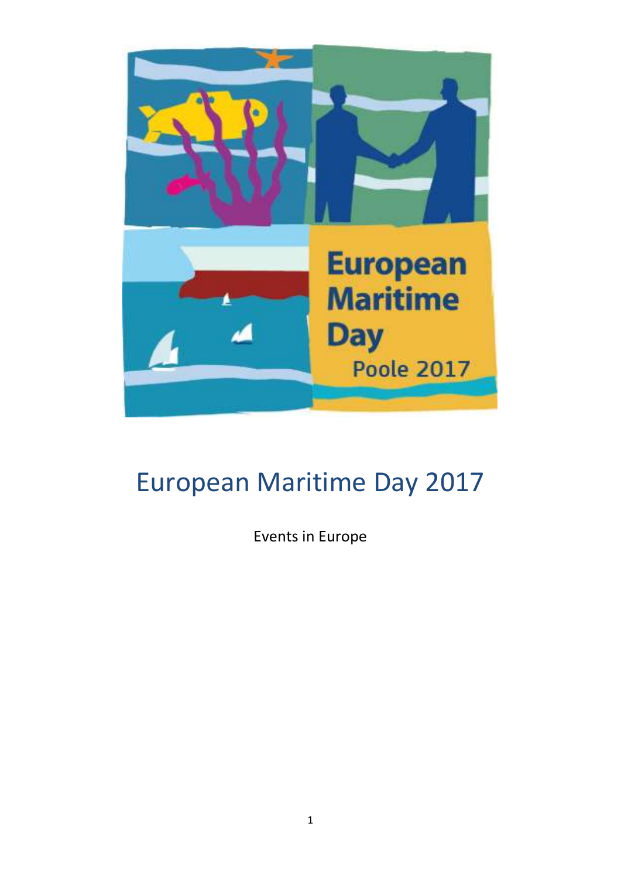# European Maritime Day 2017

Events in Europe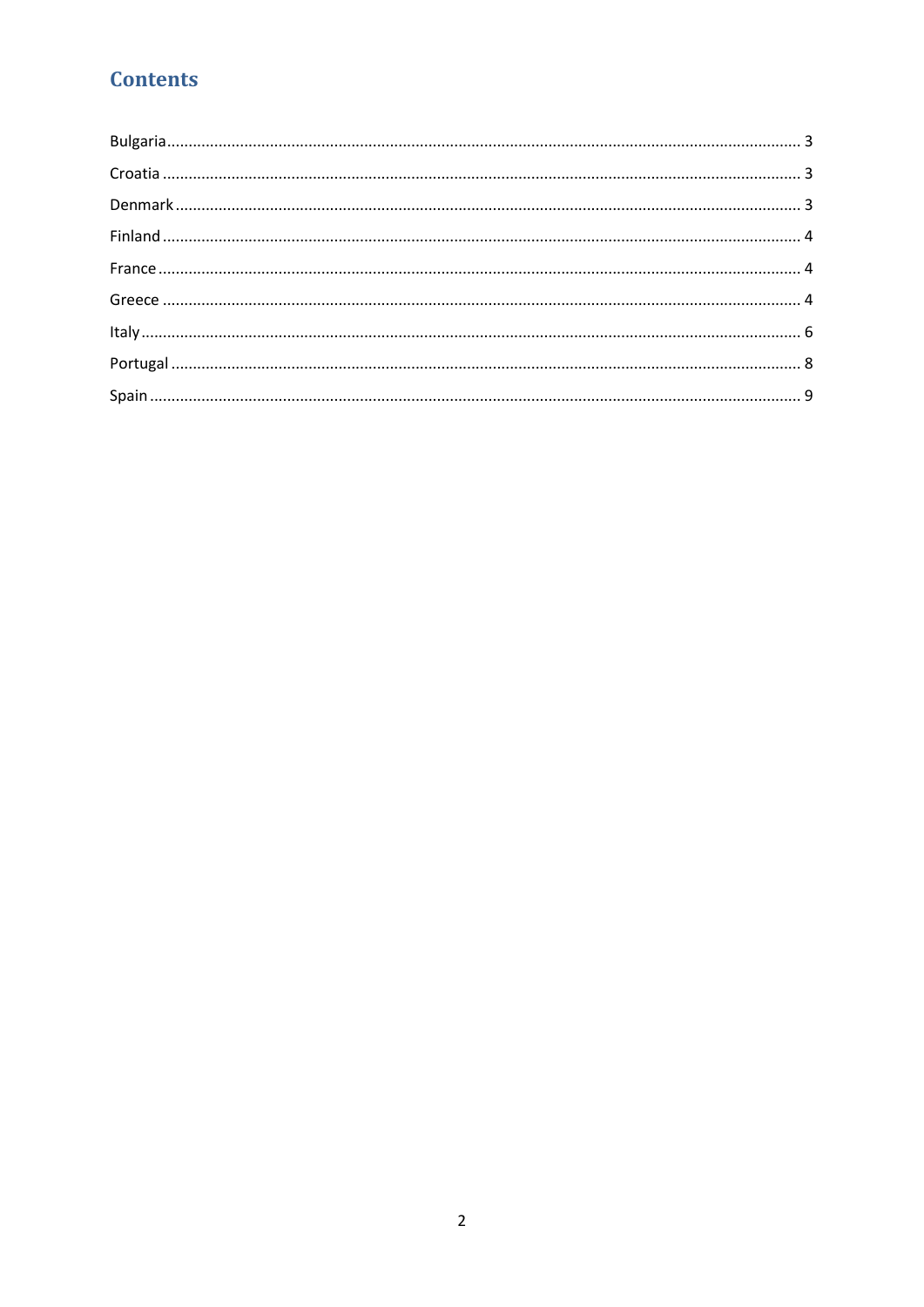# Contents

Bulgaria ........................................................................................................................................ 3

Croatia ........................................................................................................................................ 3

Denmark ........................................................................................................................................ 3

Finland ........................................................................................................................................ 4

France ........................................................................................................................................ 4

Greece ........................................................................................................................................ 4

Italy ........................................................................................................................................ 6

Portugal ........................................................................................................................................ 8

Spain ........................................................................................................................................ 9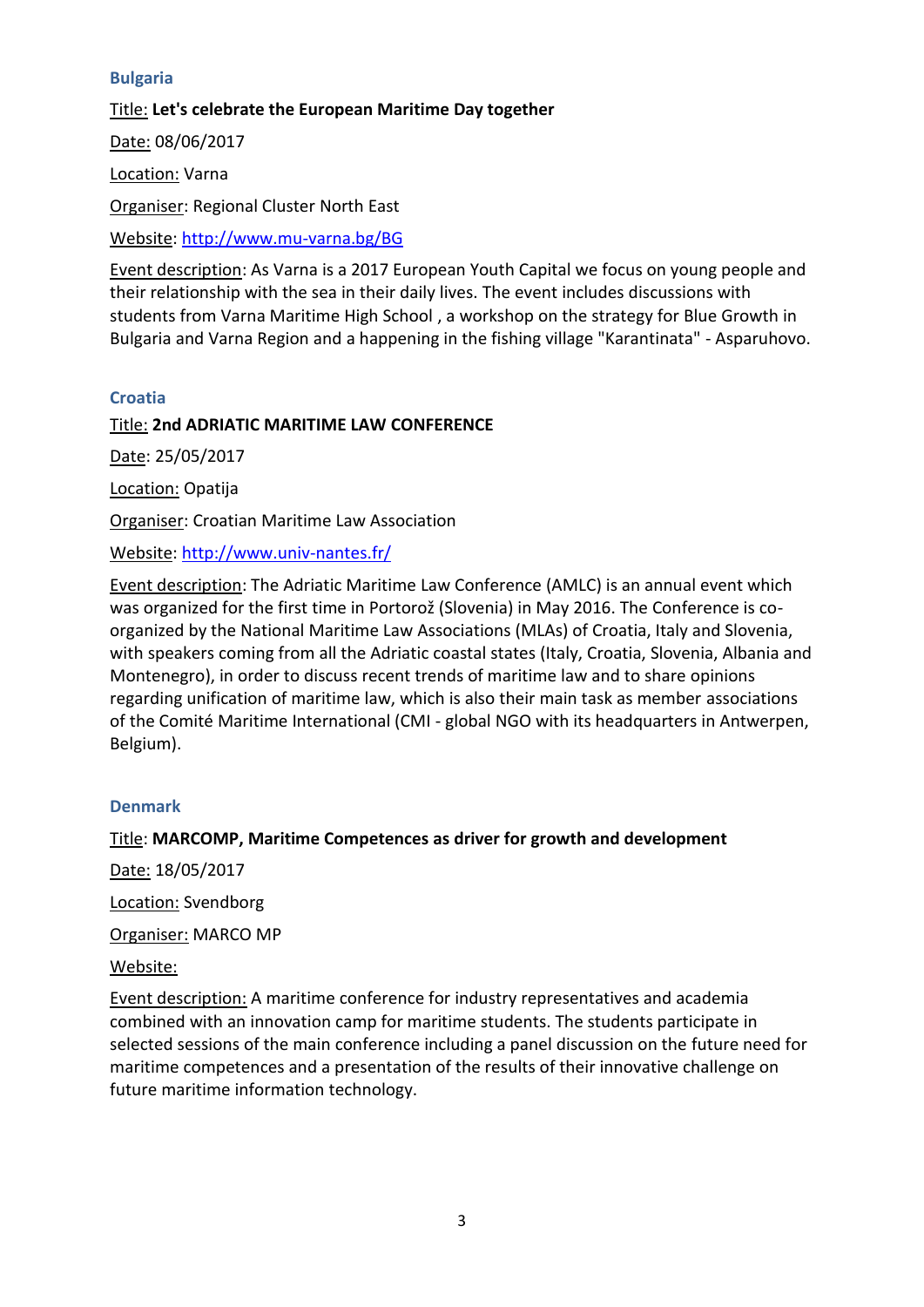## Bulgaria

Title: **Let's celebrate the European Maritime Day together**

Date: 08/06/2017

Location: Varna

Organiser: Regional Cluster North East

Website: http://www.mu-varna.bg/BG

Event description: As Varna is a 2017 European Youth Capital we focus on young people and their relationship with the sea in their daily lives. The event includes discussions with students from Varna Maritime High School , a workshop on the strategy for Blue Growth in Bulgaria and Varna Region and a happening in the fishing village "Karantinata" - Asparuhovo.

## Croatia

Title: **2nd ADRIATIC MARITIME LAW CONFERENCE**

Date: 25/05/2017

Location: Opatija

Organiser: Croatian Maritime Law Association

Website: http://www.univ-nantes.fr/

Event description: The Adriatic Maritime Law Conference (AMLC) is an annual event which was organized for the first time in Portorož (Slovenia) in May 2016. The Conference is co-organized by the National Maritime Law Associations (MLAs) of Croatia, Italy and Slovenia, with speakers coming from all the Adriatic coastal states (Italy, Croatia, Slovenia, Albania and Montenegro), in order to discuss recent trends of maritime law and to share opinions regarding unification of maritime law, which is also their main task as member associations of the Comité Maritime International (CMI - global NGO with its headquarters in Antwerpen, Belgium).

## Denmark

Title: **MARCOMP, Maritime Competences as driver for growth and development**

Date: 18/05/2017

Location: Svendborg

Organiser: MARCO MP

Website:

Event description: A maritime conference for industry representatives and academia combined with an innovation camp for maritime students. The students participate in selected sessions of the main conference including a panel discussion on the future need for maritime competences and a presentation of the results of their innovative challenge on future maritime information technology.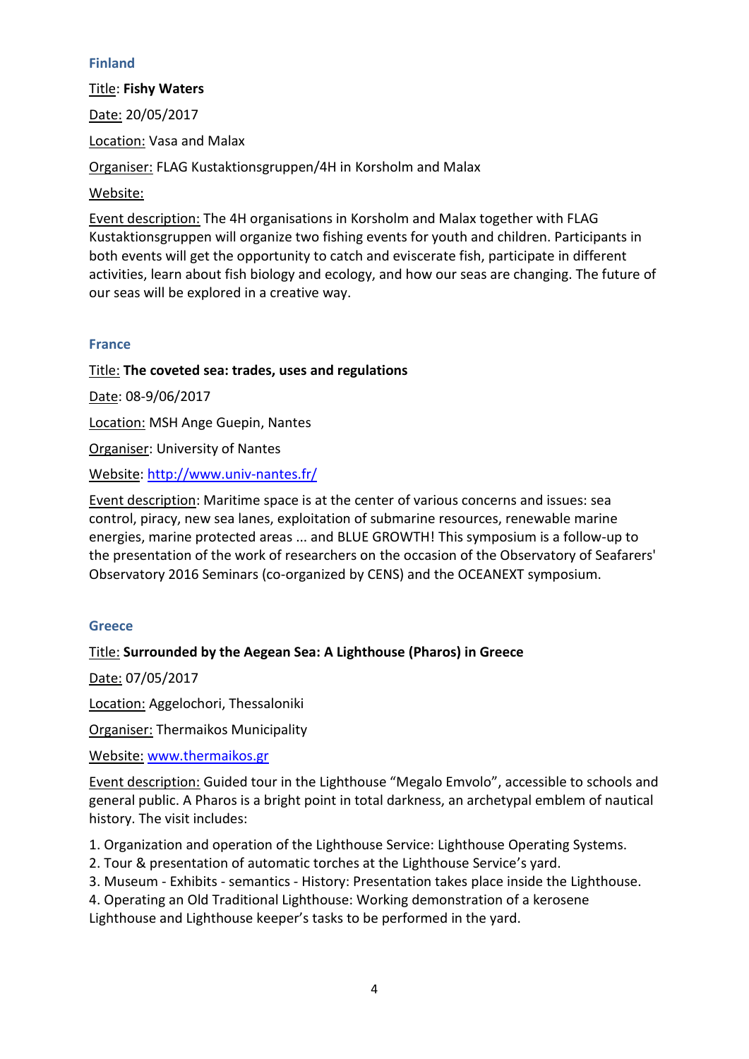### Finland

Title: **Fishy Waters**

Date: 20/05/2017

Location: Vasa and Malax

Organiser: FLAG Kustaktionsgruppen/4H in Korsholm and Malax

Website:

Event description: The 4H organisations in Korsholm and Malax together with FLAG Kustaktionsgruppen will organize two fishing events for youth and children. Participants in both events will get the opportunity to catch and eviscerate fish, participate in different activities, learn about fish biology and ecology, and how our seas are changing. The future of our seas will be explored in a creative way.

### France

Title: **The coveted sea: trades, uses and regulations**

Date: 08-9/06/2017

Location: MSH Ange Guepin, Nantes

Organiser: University of Nantes

Website: http://www.univ-nantes.fr/

Event description: Maritime space is at the center of various concerns and issues: sea control, piracy, new sea lanes, exploitation of submarine resources, renewable marine energies, marine protected areas ... and BLUE GROWTH! This symposium is a follow-up to the presentation of the work of researchers on the occasion of the Observatory of Seafarers' Observatory 2016 Seminars (co-organized by CENS) and the OCEANEXT symposium.

### Greece

Title: **Surrounded by the Aegean Sea: A Lighthouse (Pharos) in Greece**

Date: 07/05/2017

Location: Aggelochori, Thessaloniki

Organiser: Thermaikos Municipality

Website: www.thermaikos.gr

Event description: Guided tour in the Lighthouse "Megalo Emvolo", accessible to schools and general public. A Pharos is a bright point in total darkness, an archetypal emblem of nautical history. The visit includes:

1. Organization and operation of the Lighthouse Service: Lighthouse Operating Systems.
2. Tour & presentation of automatic torches at the Lighthouse Service's yard.
3. Museum - Exhibits - semantics - History: Presentation takes place inside the Lighthouse.
4. Operating an Old Traditional Lighthouse: Working demonstration of a kerosene Lighthouse and Lighthouse keeper's tasks to be performed in the yard.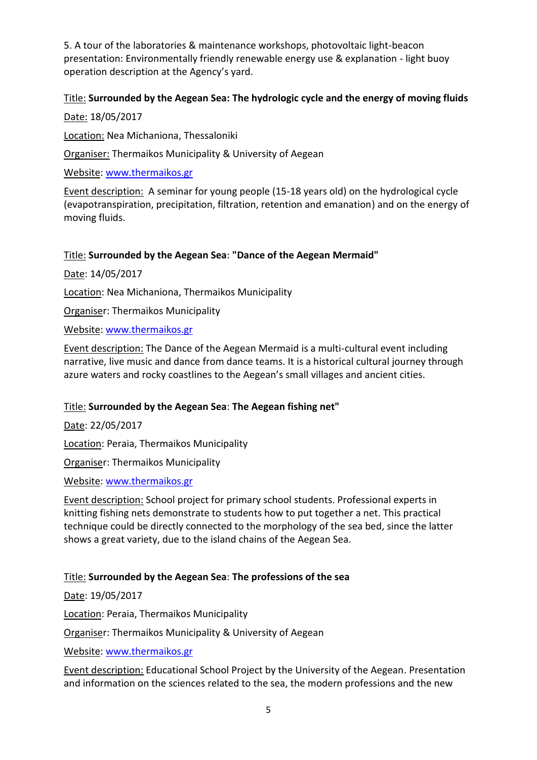5. A tour of the laboratories & maintenance workshops, photovoltaic light-beacon presentation: Environmentally friendly renewable energy use & explanation - light buoy operation description at the Agency's yard.

Title: **Surrounded by the Aegean Sea: The hydrologic cycle and the energy of moving fluids**

Date: 18/05/2017

Location: Nea Michaniona, Thessaloniki

Organiser: Thermaikos Municipality & University of Aegean

Website: www.thermaikos.gr

Event description: A seminar for young people (15-18 years old) on the hydrological cycle (evapotranspiration, precipitation, filtration, retention and emanation) and on the energy of moving fluids.

Title: **Surrounded by the Aegean Sea**: **"Dance of the Aegean Mermaid"**

Date: 14/05/2017

Location: Nea Michaniona, Thermaikos Municipality

Organiser: Thermaikos Municipality

Website: www.thermaikos.gr

Event description: The Dance of the Aegean Mermaid is a multi-cultural event including narrative, live music and dance from dance teams. It is a historical cultural journey through azure waters and rocky coastlines to the Aegean's small villages and ancient cities.

Title: **Surrounded by the Aegean Sea**: **The Aegean fishing net"**

Date: 22/05/2017

Location: Peraia, Thermaikos Municipality

Organiser: Thermaikos Municipality

Website: www.thermaikos.gr

Event description: School project for primary school students. Professional experts in knitting fishing nets demonstrate to students how to put together a net. This practical technique could be directly connected to the morphology of the sea bed, since the latter shows a great variety, due to the island chains of the Aegean Sea.

Title: **Surrounded by the Aegean Sea**: **The professions of the sea**

Date: 19/05/2017

Location: Peraia, Thermaikos Municipality

Organiser: Thermaikos Municipality & University of Aegean

Website: www.thermaikos.gr

Event description: Educational School Project by the University of the Aegean. Presentation and information on the sciences related to the sea, the modern professions and the new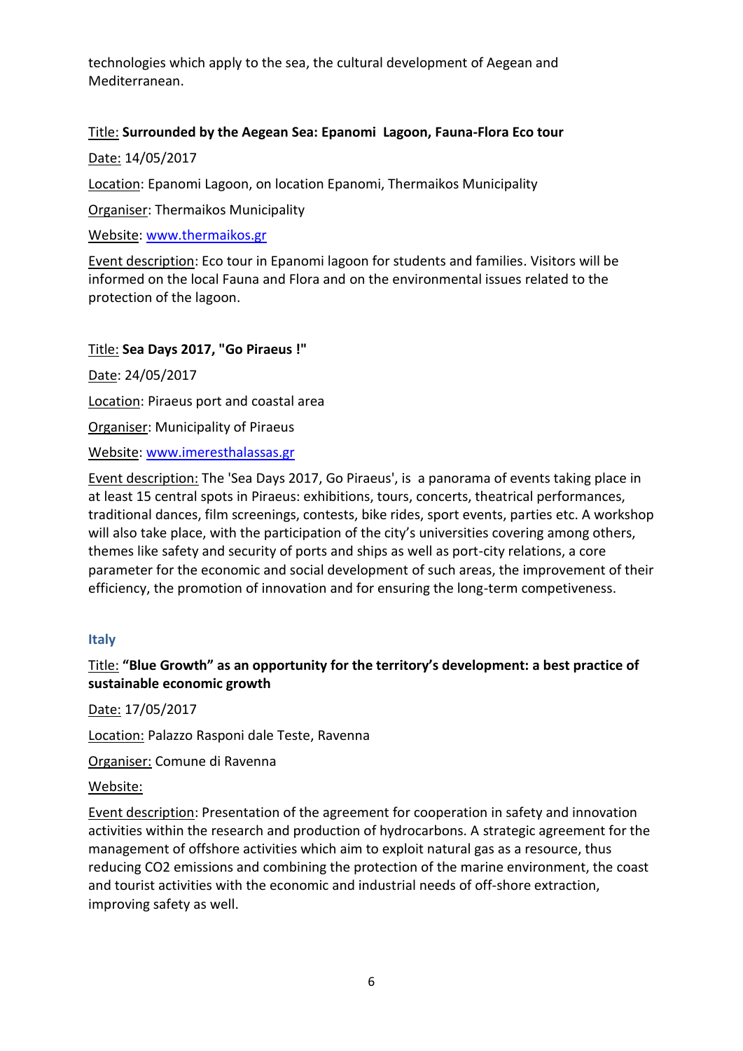technologies which apply to the sea, the cultural development of Aegean and Mediterranean.

Title: **Surrounded by the Aegean Sea: Epanomi Lagoon, Fauna-Flora Eco tour**

Date: 14/05/2017

Location: Epanomi Lagoon, on location Epanomi, Thermaikos Municipality

Organiser: Thermaikos Municipality

Website: www.thermaikos.gr

Event description: Eco tour in Epanomi lagoon for students and families. Visitors will be informed on the local Fauna and Flora and on the environmental issues related to the protection of the lagoon.

Title: **Sea Days 2017, "Go Piraeus !"**

Date: 24/05/2017

Location: Piraeus port and coastal area

Organiser: Municipality of Piraeus

Website: www.imeresthalassas.gr

Event description: The 'Sea Days 2017, Go Piraeus', is a panorama of events taking place in at least 15 central spots in Piraeus: exhibitions, tours, concerts, theatrical performances, traditional dances, film screenings, contests, bike rides, sport events, parties etc. A workshop will also take place, with the participation of the city's universities covering among others, themes like safety and security of ports and ships as well as port-city relations, a core parameter for the economic and social development of such areas, the improvement of their efficiency, the promotion of innovation and for ensuring the long-term competiveness.

### Italy

Title: **"Blue Growth" as an opportunity for the territory's development: a best practice of sustainable economic growth**

Date: 17/05/2017

Location: Palazzo Rasponi dale Teste, Ravenna

Organiser: Comune di Ravenna

Website:

Event description: Presentation of the agreement for cooperation in safety and innovation activities within the research and production of hydrocarbons. A strategic agreement for the management of offshore activities which aim to exploit natural gas as a resource, thus reducing $CO_2$ emissions and combining the protection of the marine environment, the coast and tourist activities with the economic and industrial needs of off-shore extraction, improving safety as well.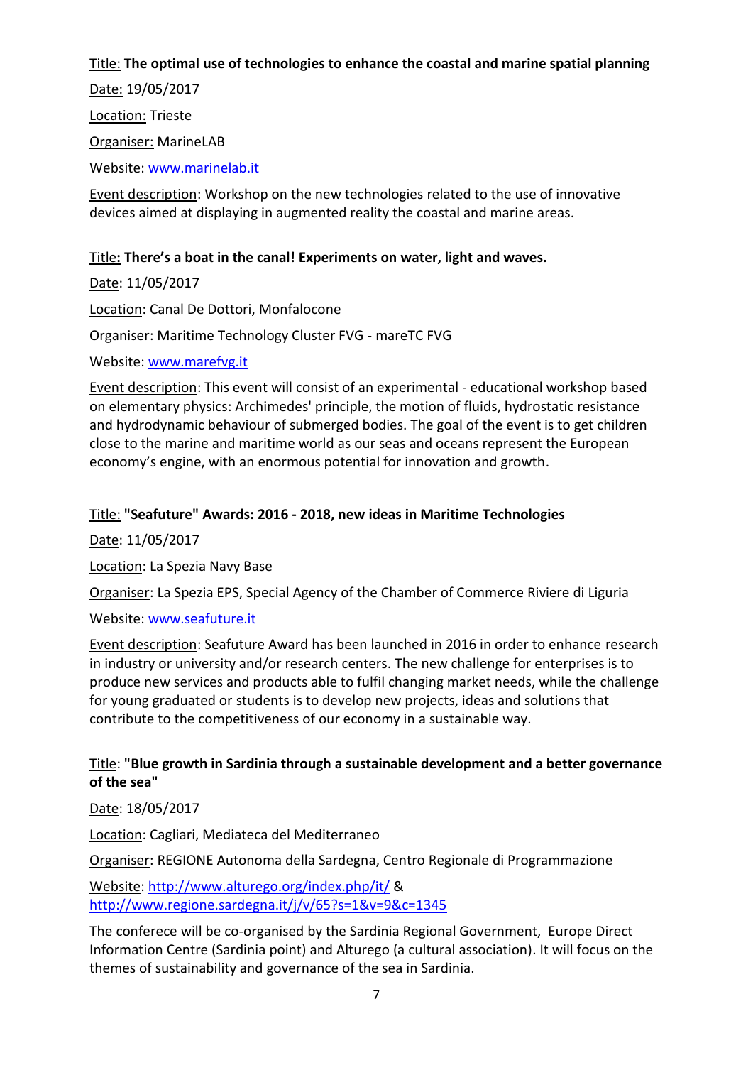Title: **The optimal use of technologies to enhance the coastal and marine spatial planning**

Date: 19/05/2017

Location: Trieste

Organiser: MarineLAB

Website: www.marinelab.it

Event description: Workshop on the new technologies related to the use of innovative devices aimed at displaying in augmented reality the coastal and marine areas.

Title**: There's a boat in the canal! Experiments on water, light and waves.**

Date: 11/05/2017

Location: Canal De Dottori, Monfalocone

Organiser: Maritime Technology Cluster FVG - mareTC FVG

Website: www.marefvg.it

Event description: This event will consist of an experimental - educational workshop based on elementary physics: Archimedes' principle, the motion of fluids, hydrostatic resistance and hydrodynamic behaviour of submerged bodies. The goal of the event is to get children close to the marine and maritime world as our seas and oceans represent the European economy's engine, with an enormous potential for innovation and growth.

Title: **"Seafuture" Awards: 2016 - 2018, new ideas in Maritime Technologies**

Date: 11/05/2017

Location: La Spezia Navy Base

Organiser: La Spezia EPS, Special Agency of the Chamber of Commerce Riviere di Liguria

Website: www.seafuture.it

Event description: Seafuture Award has been launched in 2016 in order to enhance research in industry or university and/or research centers. The new challenge for enterprises is to produce new services and products able to fulfil changing market needs, while the challenge for young graduated or students is to develop new projects, ideas and solutions that contribute to the competitiveness of our economy in a sustainable way.

Title: **"Blue growth in Sardinia through a sustainable development and a better governance of the sea"**

Date: 18/05/2017

Location: Cagliari, Mediateca del Mediterraneo

Organiser: REGIONE Autonoma della Sardegna, Centro Regionale di Programmazione

Website: http://www.alturego.org/index.php/it/ & http://www.regione.sardegna.it/j/v/65?s=1&v=9&c=1345

The conferece will be co-organised by the Sardinia Regional Government, Europe Direct Information Centre (Sardinia point) and Alturego (a cultural association). It will focus on the themes of sustainability and governance of the sea in Sardinia.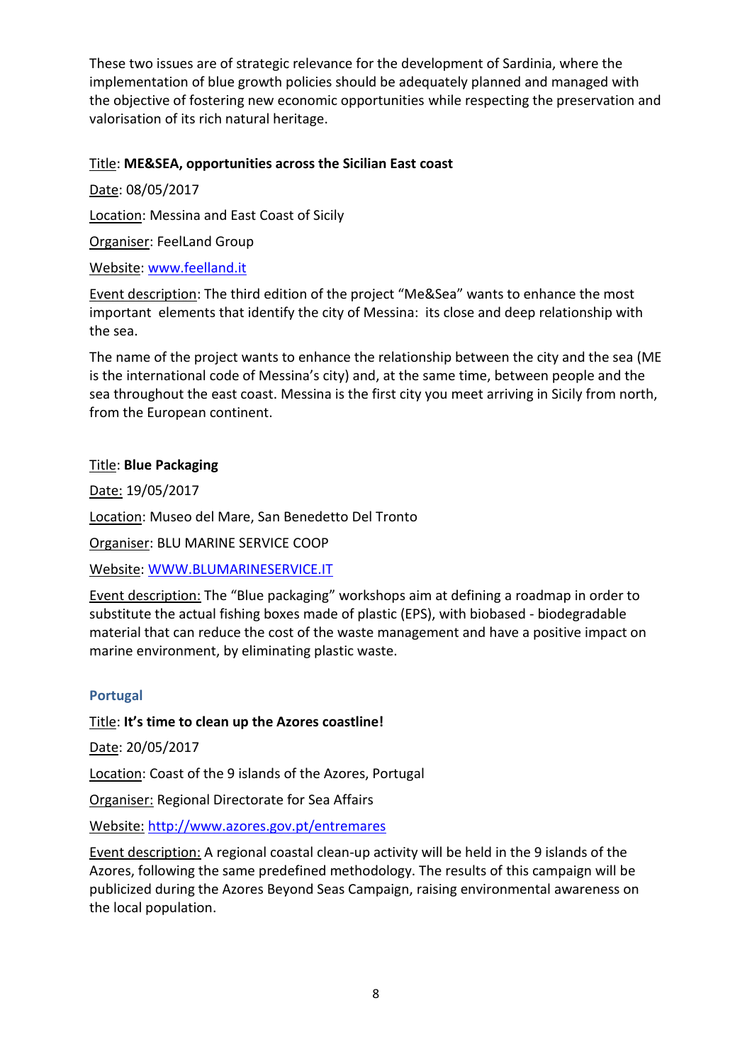These two issues are of strategic relevance for the development of Sardinia, where the implementation of blue growth policies should be adequately planned and managed with the objective of fostering new economic opportunities while respecting the preservation and valorisation of its rich natural heritage.

Title: **ME&SEA, opportunities across the Sicilian East coast**

Date: 08/05/2017

Location: Messina and East Coast of Sicily

Organiser: FeelLand Group

Website: [www.feelland.it](www.feelland.it)

Event description: The third edition of the project "Me&Sea" wants to enhance the most important elements that identify the city of Messina: its close and deep relationship with the sea.

The name of the project wants to enhance the relationship between the city and the sea (ME is the international code of Messina's city) and, at the same time, between people and the sea throughout the east coast. Messina is the first city you meet arriving in Sicily from north, from the European continent.

Title: **Blue Packaging**

Date: 19/05/2017

Location: Museo del Mare, San Benedetto Del Tronto

Organiser: BLU MARINE SERVICE COOP

Website: [WWW.BLUMARINESERVICE.IT](WWW.BLUMARINESERVICE.IT)

Event description: The "Blue packaging" workshops aim at defining a roadmap in order to substitute the actual fishing boxes made of plastic (EPS), with biobased - biodegradable material that can reduce the cost of the waste management and have a positive impact on marine environment, by eliminating plastic waste.

### Portugal

Title: **It's time to clean up the Azores coastline!**

Date: 20/05/2017

Location: Coast of the 9 islands of the Azores, Portugal

Organiser: Regional Directorate for Sea Affairs

Website: [http://www.azores.gov.pt/entremares](http://www.azores.gov.pt/entremares)

Event description: A regional coastal clean-up activity will be held in the 9 islands of the Azores, following the same predefined methodology. The results of this campaign will be publicized during the Azores Beyond Seas Campaign, raising environmental awareness on the local population.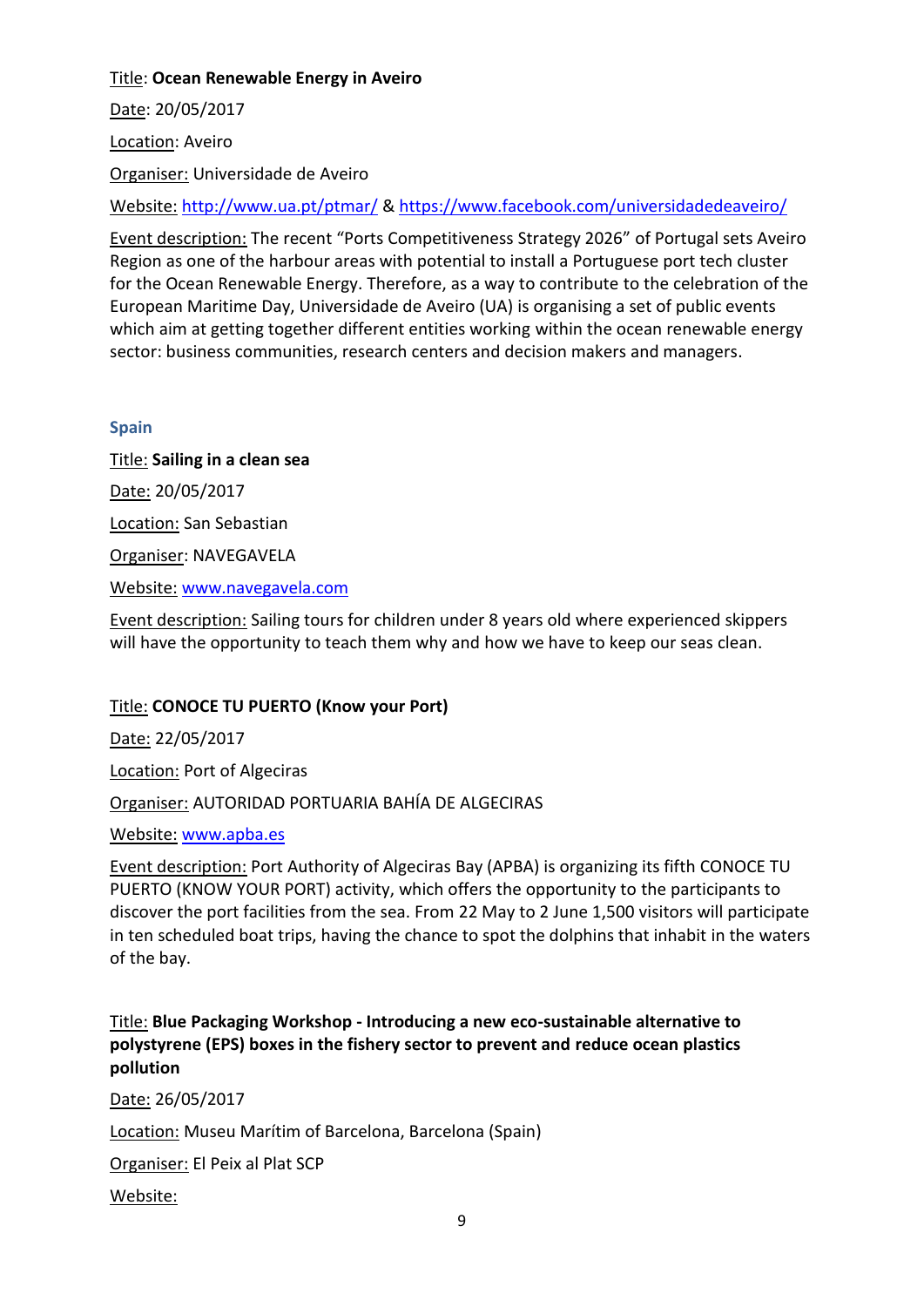Title: **Ocean Renewable Energy in Aveiro**

Date: 20/05/2017

Location: Aveiro

Organiser: Universidade de Aveiro

Website: http://www.ua.pt/ptmar/ & https://www.facebook.com/universidadedeaveiro/

Event description: The recent "Ports Competitiveness Strategy 2026" of Portugal sets Aveiro Region as one of the harbour areas with potential to install a Portuguese port tech cluster for the Ocean Renewable Energy. Therefore, as a way to contribute to the celebration of the European Maritime Day, Universidade de Aveiro (UA) is organising a set of public events which aim at getting together different entities working within the ocean renewable energy sector: business communities, research centers and decision makers and managers.

### Spain

Title: **Sailing in a clean sea**

Date: 20/05/2017

Location: San Sebastian

Organiser: NAVEGAVELA

Website: www.navegavela.com

Event description: Sailing tours for children under 8 years old where experienced skippers will have the opportunity to teach them why and how we have to keep our seas clean.

Title: **CONOCE TU PUERTO (Know your Port)**

Date: 22/05/2017

Location: Port of Algeciras

Organiser: AUTORIDAD PORTUARIA BAHÍA DE ALGECIRAS

Website: www.apba.es

Event description: Port Authority of Algeciras Bay (APBA) is organizing its fifth CONOCE TU PUERTO (KNOW YOUR PORT) activity, which offers the opportunity to the participants to discover the port facilities from the sea. From 22 May to 2 June 1,500 visitors will participate in ten scheduled boat trips, having the chance to spot the dolphins that inhabit in the waters of the bay.

Title: **Blue Packaging Workshop - Introducing a new eco-sustainable alternative to polystyrene (EPS) boxes in the fishery sector to prevent and reduce ocean plastics pollution**

Date: 26/05/2017

Location: Museu Marítim of Barcelona, Barcelona (Spain)

Organiser: El Peix al Plat SCP

Website: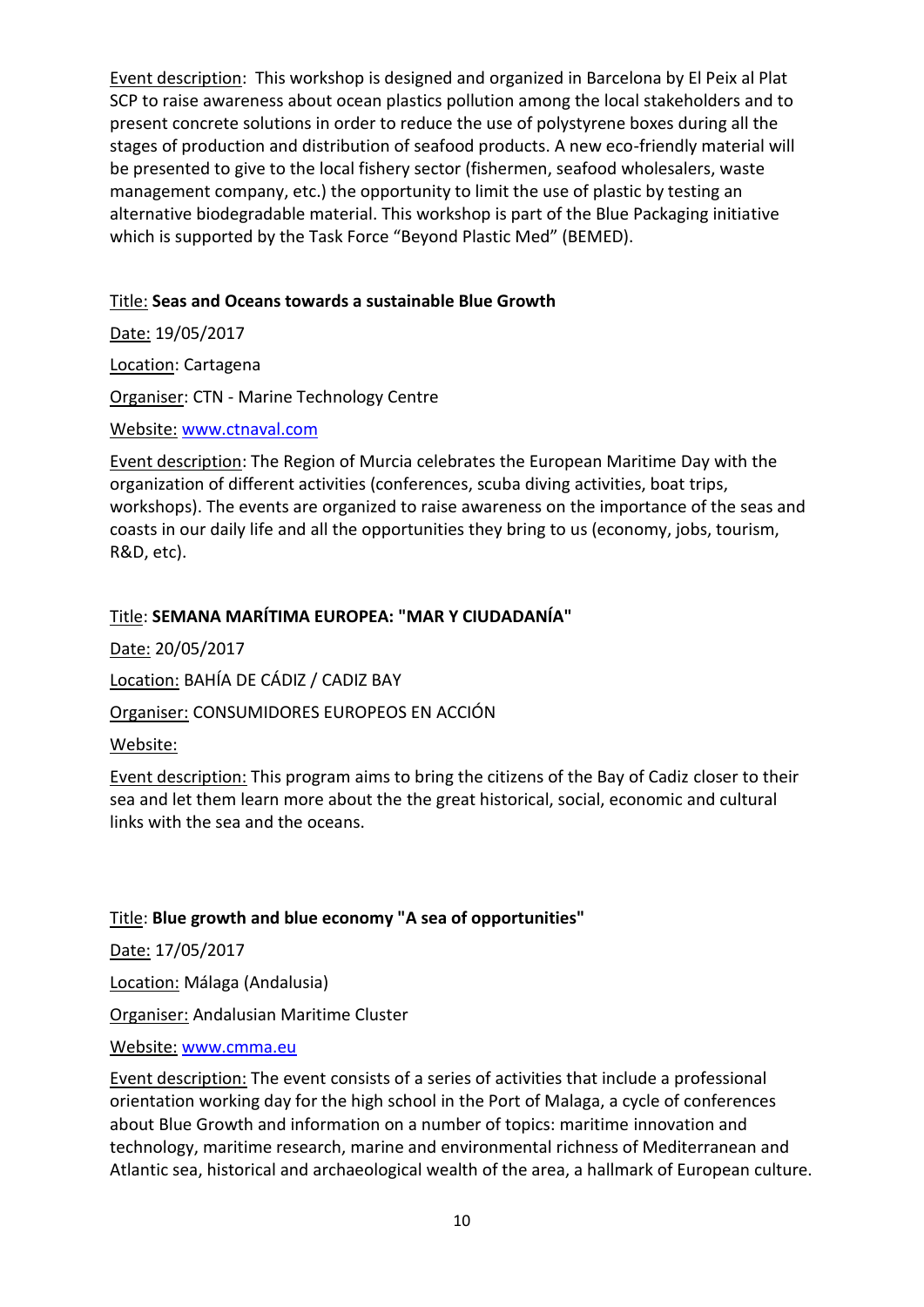Event description: This workshop is designed and organized in Barcelona by El Peix al Plat SCP to raise awareness about ocean plastics pollution among the local stakeholders and to present concrete solutions in order to reduce the use of polystyrene boxes during all the stages of production and distribution of seafood products. A new eco-friendly material will be presented to give to the local fishery sector (fishermen, seafood wholesalers, waste management company, etc.) the opportunity to limit the use of plastic by testing an alternative biodegradable material. This workshop is part of the Blue Packaging initiative which is supported by the Task Force “Beyond Plastic Med” (BEMED).

Title: **Seas and Oceans towards a sustainable Blue Growth**

Date: 19/05/2017

Location: Cartagena

Organiser: CTN - Marine Technology Centre

Website: www.ctnaval.com

Event description: The Region of Murcia celebrates the European Maritime Day with the organization of different activities (conferences, scuba diving activities, boat trips, workshops). The events are organized to raise awareness on the importance of the seas and coasts in our daily life and all the opportunities they bring to us (economy, jobs, tourism, R&D, etc).

Title: **SEMANA MARÍTIMA EUROPEA: "MAR Y CIUDADANÍA"**

Date: 20/05/2017

Location: BAHÍA DE CÁDIZ / CADIZ BAY

Organiser: CONSUMIDORES EUROPEOS EN ACCIÓN

Website:

Event description: This program aims to bring the citizens of the Bay of Cadiz closer to their sea and let them learn more about the the great historical, social, economic and cultural links with the sea and the oceans.

Title: **Blue growth and blue economy "A sea of opportunities"**

Date: 17/05/2017

Location: Málaga (Andalusia)

Organiser: Andalusian Maritime Cluster

Website: www.cmma.eu

Event description: The event consists of a series of activities that include a professional orientation working day for the high school in the Port of Malaga, a cycle of conferences about Blue Growth and information on a number of topics: maritime innovation and technology, maritime research, marine and environmental richness of Mediterranean and Atlantic sea, historical and archaeological wealth of the area, a hallmark of European culture.